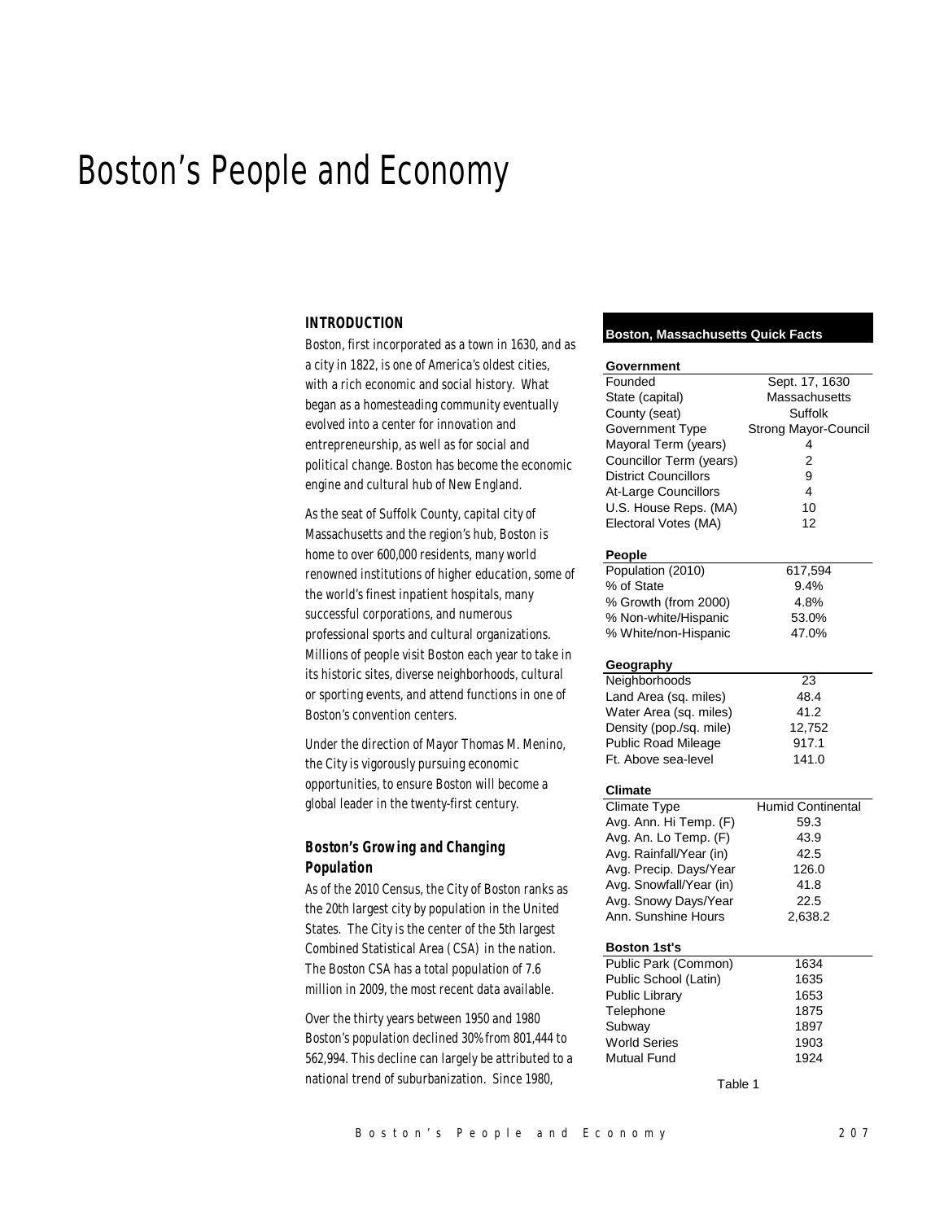# Boston's People and Economy

## INTRODUCTION

Boston, first incorporated as a town in 1630, and as a city in 1822, is one of America's oldest cities, with a rich economic and social history. What began as a homesteading community eventually evolved into a center for innovation and entrepreneurship, as well as for social and political change. Boston has become the economic engine and cultural hub of New England.

As the seat of Suffolk County, capital city of Massachusetts and the region's hub, Boston is home to over 600,000 residents, many world renowned institutions of higher education, some of the world's finest inpatient hospitals, many successful corporations, and numerous professional sports and cultural organizations. Millions of people visit Boston each year to take in its historic sites, diverse neighborhoods, cultural or sporting events, and attend functions in one of Boston's convention centers.

Under the direction of Mayor Thomas M. Menino, the City is vigorously pursuing economic opportunities, to ensure Boston will become a global leader in the twenty-first century.

### Boston's Growing and Changing Population

As of the 2010 Census, the City of Boston ranks as the 20th largest city by population in the United States. The City is the center of the 5th largest Combined Statistical Area (CSA) in the nation. The Boston CSA has a total population of 7.6 million in 2009, the most recent data available.

Over the thirty years between 1950 and 1980 Boston's population declined 30% from 801,444 to 562,994. This decline can largely be attributed to a national trend of suburbanization. Since 1980,

| Boston, Massachusetts Quick Facts | |
|---|---|
| **Government** | |
| Founded | Sept. 17, 1630 |
| State (capital) | Massachusetts |
| County (seat) | Suffolk |
| Government Type | Strong Mayor-Council |
| Mayoral Term (years) | 4 |
| Councillor Term (years) | 2 |
| District Councillors | 9 |
| At-Large Councillors | 4 |
| U.S. House Reps. (MA) | 10 |
| Electoral Votes (MA) | 12 |
| **People** | |
| Population (2010) | 617,594 |
| % of State | 9.4% |
| % Growth (from 2000) | 4.8% |
| % Non-white/Hispanic | 53.0% |
| % White/non-Hispanic | 47.0% |
| **Geography** | |
| Neighborhoods | 23 |
| Land Area (sq. miles) | 48.4 |
| Water Area (sq. miles) | 41.2 |
| Density (pop./sq. mile) | 12,752 |
| Public Road Mileage | 917.1 |
| Ft. Above sea-level | 141.0 |
| **Climate** | |
| Climate Type | Humid Continental |
| Avg. Ann. Hi Temp. (F) | 59.3 |
| Avg. An. Lo Temp. (F) | 43.9 |
| Avg. Rainfall/Year (in) | 42.5 |
| Avg. Precip. Days/Year | 126.0 |
| Avg. Snowfall/Year (in) | 41.8 |
| Avg. Snowy Days/Year | 22.5 |
| Ann. Sunshine Hours | 2,638.2 |
| **Boston 1st's** | |
| Public Park (Common) | 1634 |
| Public School (Latin) | 1635 |
| Public Library | 1653 |
| Telephone | 1875 |
| Subway | 1897 |
| World Series | 1903 |
| Mutual Fund | 1924 |

Table 1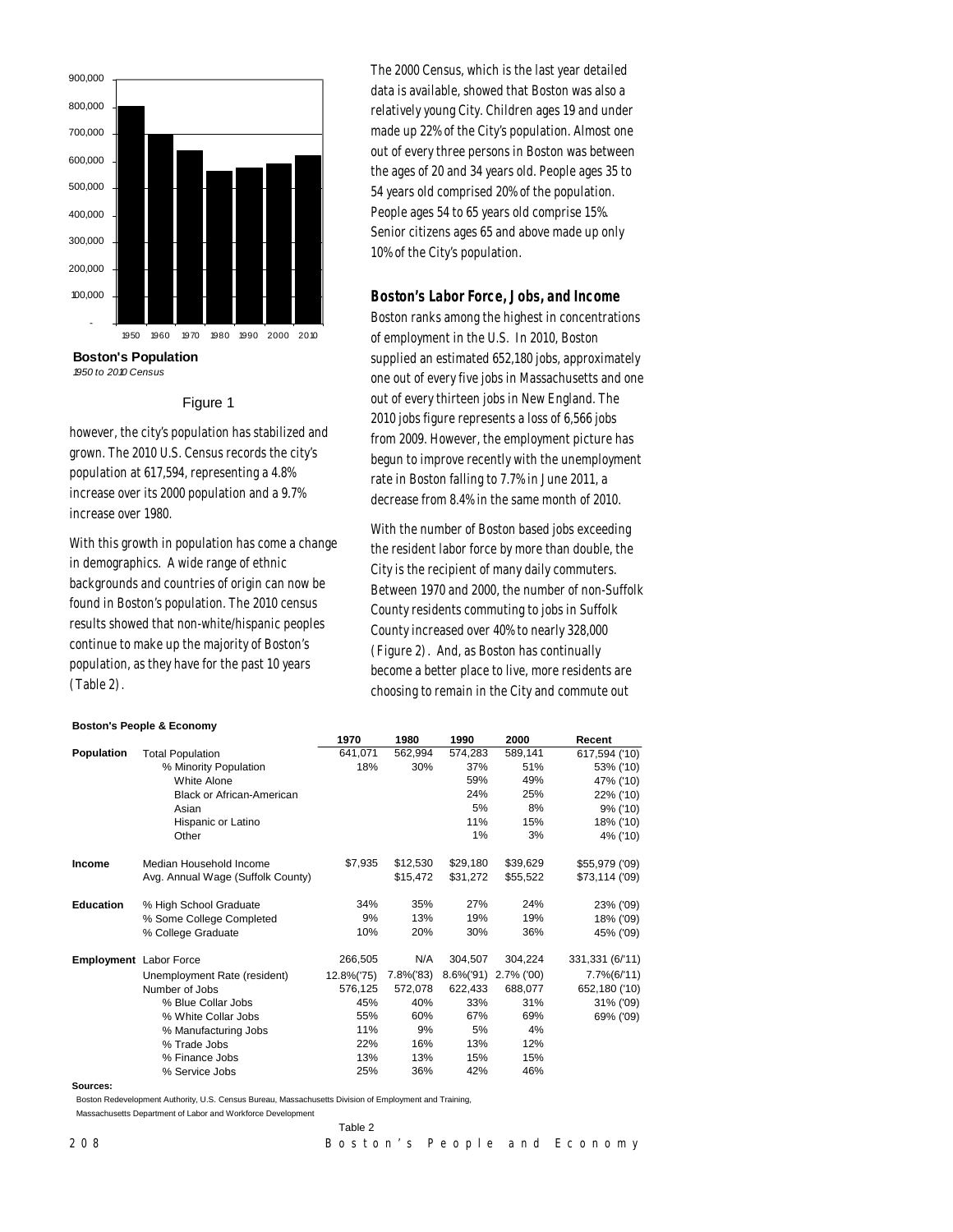Boston's Population
1950 to 2010 Census

Figure 1

however, the city's population has stabilized and grown. The 2010 U.S. Census records the city's population at 617,594, representing a 4.8% increase over its 2000 population and a 9.7% increase over 1980.

With this growth in population has come a change in demographics. A wide range of ethnic backgrounds and countries of origin can now be found in Boston's population. The 2010 census results showed that non-white/hispanic peoples continue to make up the majority of Boston's population, as they have for the past 10 years (Table 2).

The 2000 Census, which is the last year detailed data is available, showed that Boston was also a relatively young City. Children ages 19 and under made up 22% of the City's population. Almost one out of every three persons in Boston was between the ages of 20 and 34 years old. People ages 35 to 54 years old comprised 20% of the population. People ages 54 to 65 years old comprise 15%. Senior citizens ages 65 and above made up only 10% of the City's population.

### Boston's Labor Force, Jobs, and Income

Boston ranks among the highest in concentrations of employment in the U.S. In 2010, Boston supplied an estimated 652,180 jobs, approximately one out of every five jobs in Massachusetts and one out of every thirteen jobs in New England. The 2010 jobs figure represents a loss of 6,566 jobs from 2009. However, the employment picture has begun to improve recently with the unemployment rate in Boston falling to 7.7% in June 2011, a decrease from 8.4% in the same month of 2010.

With the number of Boston based jobs exceeding the resident labor force by more than double, the City is the recipient of many daily commuters. Between 1970 and 2000, the number of non-Suffolk County residents commuting to jobs in Suffolk County increased over 40% to nearly 328,000 (Figure 2). And, as Boston has continually become a better place to live, more residents are choosing to remain in the City and commute out

**Boston's People & Economy**

| | | 1970 | 1980 | 1990 | 2000 | Recent |
|---|---|---|---|---|---|---|
| **Population** | Total Population | 641,071 | 562,994 | 574,283 | 589,141 | 617,594 ('10) |
| | % Minority Population | 18% | 30% | 37% | 51% | 53% ('10) |
| | White Alone | | | 59% | 49% | 47% ('10) |
| | Black or African-American | | | 24% | 25% | 22% ('10) |
| | Asian | | | 5% | 8% | 9% ('10) |
| | Hispanic or Latino | | | 11% | 15% | 18% ('10) |
| | Other | | | 1% | 3% | 4% ('10) |
| **Income** | Median Household Income | $7,935 | $12,530 | $29,180 | $39,629 | $55,979 ('09) |
| | Avg. Annual Wage (Suffolk County) | | $15,472 | $31,272 | $55,522 | $73,114 ('09) |
| **Education** | % High School Graduate | 34% | 35% | 27% | 24% | 23% ('09) |
| | % Some College Completed | 9% | 13% | 19% | 19% | 18% ('09) |
| | % College Graduate | 10% | 20% | 30% | 36% | 45% ('09) |
| **Employment** | Labor Force | 266,505 | N/A | 304,507 | 304,224 | 331,331 (6/'11) |
| | Unemployment Rate (resident) | 12.8%('75) | 7.8%('83) | 8.6%('91) | 2.7% ('00) | 7.7%(6/'11) |
| | Number of Jobs | 576,125 | 572,078 | 622,433 | 688,077 | 652,180 ('10) |
| | % Blue Collar Jobs | 45% | 40% | 33% | 31% | 31% ('09) |
| | % White Collar Jobs | 55% | 60% | 67% | 69% | 69% ('09) |
| | % Manufacturing Jobs | 11% | 9% | 5% | 4% | |
| | % Trade Jobs | 22% | 16% | 13% | 12% | |
| | % Finance Jobs | 13% | 13% | 15% | 15% | |
| | % Service Jobs | 25% | 36% | 42% | 46% | |

**Sources:**
Boston Redevelopment Authority, U.S. Census Bureau, Massachusetts Division of Employment and Training, Massachusetts Department of Labor and Workforce Development

Table 2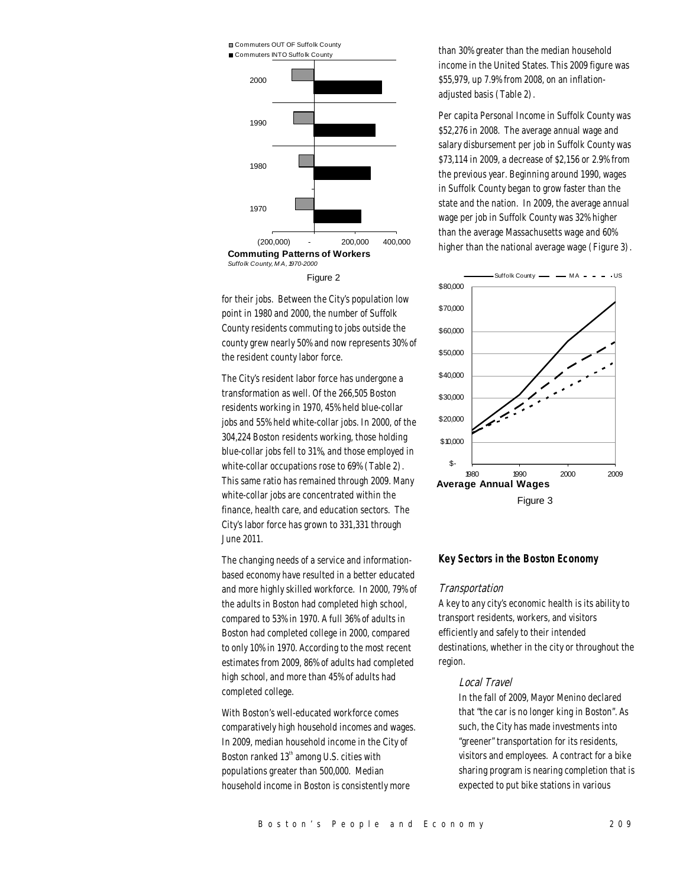Commuting Patterns of Workers

*Suffolk County, MA, 1970-2000*

Figure 2

for their jobs. Between the City's population low point in 1980 and 2000, the number of Suffolk County residents commuting to jobs outside the county grew nearly 50% and now represents 30% of the resident county labor force.

The City's resident labor force has undergone a transformation as well. Of the 266,505 Boston residents working in 1970, 45% held blue-collar jobs and 55% held white-collar jobs. In 2000, of the 304,224 Boston residents working, those holding blue-collar jobs fell to 31%, and those employed in white-collar occupations rose to 69% (Table 2). This same ratio has remained through 2009. Many white-collar jobs are concentrated within the finance, health care, and education sectors. The City's labor force has grown to 331,331 through June 2011.

The changing needs of a service and information-based economy have resulted in a better educated and more highly skilled workforce. In 2000, 79% of the adults in Boston had completed high school, compared to 53% in 1970. A full 36% of adults in Boston had completed college in 2000, compared to only 10% in 1970. According to the most recent estimates from 2009, 86% of adults had completed high school, and more than 45% of adults had completed college.

With Boston's well-educated workforce comes comparatively high household incomes and wages. In 2009, median household income in the City of Boston ranked 13th among U.S. cities with populations greater than 500,000. Median household income in Boston is consistently more than 30% greater than the median household income in the United States. This 2009 figure was $55,979, up 7.9% from 2008, on an inflation-adjusted basis (Table 2).

Per capita Personal Income in Suffolk County was $52,276 in 2008. The average annual wage and salary disbursement per job in Suffolk County was $73,114 in 2009, a decrease of $2,156 or 2.9% from the previous year. Beginning around 1990, wages in Suffolk County began to grow faster than the state and the nation. In 2009, the average annual wage per job in Suffolk County was 32% higher than the average Massachusetts wage and 60% higher than the national average wage (Figure 3).

Average Annual Wages

Figure 3

## Key Sectors in the Boston Economy

### *Transportation*

A key to any city's economic health is its ability to transport residents, workers, and visitors efficiently and safely to their intended destinations, whether in the city or throughout the region.

#### *Local Travel*

In the fall of 2009, Mayor Menino declared that "the car is no longer king in Boston". As such, the City has made investments into "greener" transportation for its residents, visitors and employees. A contract for a bike sharing program is nearing completion that is expected to put bike stations in various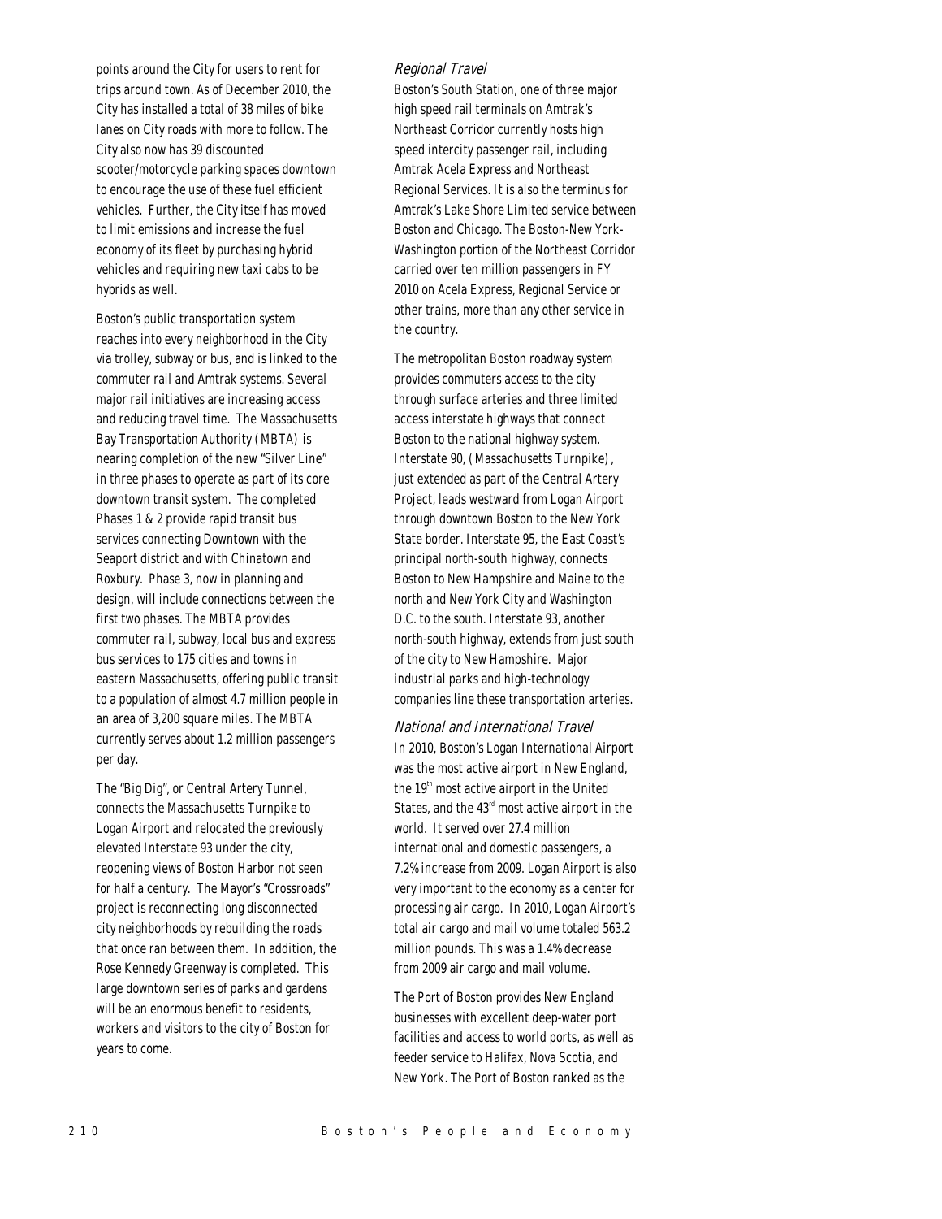points around the City for users to rent for trips around town. As of December 2010, the City has installed a total of 38 miles of bike lanes on City roads with more to follow. The City also now has 39 discounted scooter/motorcycle parking spaces downtown to encourage the use of these fuel efficient vehicles. Further, the City itself has moved to limit emissions and increase the fuel economy of its fleet by purchasing hybrid vehicles and requiring new taxi cabs to be hybrids as well.

Boston's public transportation system reaches into every neighborhood in the City via trolley, subway or bus, and is linked to the commuter rail and Amtrak systems. Several major rail initiatives are increasing access and reducing travel time. The Massachusetts Bay Transportation Authority (MBTA) is nearing completion of the new "Silver Line" in three phases to operate as part of its core downtown transit system. The completed Phases 1 & 2 provide rapid transit bus services connecting Downtown with the Seaport district and with Chinatown and Roxbury. Phase 3, now in planning and design, will include connections between the first two phases. The MBTA provides commuter rail, subway, local bus and express bus services to 175 cities and towns in eastern Massachusetts, offering public transit to a population of almost 4.7 million people in an area of 3,200 square miles. The MBTA currently serves about 1.2 million passengers per day.

The "Big Dig", or Central Artery Tunnel, connects the Massachusetts Turnpike to Logan Airport and relocated the previously elevated Interstate 93 under the city, reopening views of Boston Harbor not seen for half a century. The Mayor's "Crossroads" project is reconnecting long disconnected city neighborhoods by rebuilding the roads that once ran between them. In addition, the Rose Kennedy Greenway is completed. This large downtown series of parks and gardens will be an enormous benefit to residents, workers and visitors to the city of Boston for years to come.

### Regional Travel

Boston's South Station, one of three major high speed rail terminals on Amtrak's Northeast Corridor currently hosts high speed intercity passenger rail, including Amtrak Acela Express and Northeast Regional Services. It is also the terminus for Amtrak's Lake Shore Limited service between Boston and Chicago. The Boston-New York-Washington portion of the Northeast Corridor carried over ten million passengers in FY 2010 on Acela Express, Regional Service or other trains, more than any other service in the country.

The metropolitan Boston roadway system provides commuters access to the city through surface arteries and three limited access interstate highways that connect Boston to the national highway system. Interstate 90, (Massachusetts Turnpike), just extended as part of the Central Artery Project, leads westward from Logan Airport through downtown Boston to the New York State border. Interstate 95, the East Coast's principal north-south highway, connects Boston to New Hampshire and Maine to the north and New York City and Washington D.C. to the south. Interstate 93, another north-south highway, extends from just south of the city to New Hampshire. Major industrial parks and high-technology companies line these transportation arteries.

### National and International Travel

In 2010, Boston's Logan International Airport was the most active airport in New England, the 19th most active airport in the United States, and the 43rd most active airport in the world. It served over 27.4 million international and domestic passengers, a 7.2% increase from 2009. Logan Airport is also very important to the economy as a center for processing air cargo. In 2010, Logan Airport's total air cargo and mail volume totaled 563.2 million pounds. This was a 1.4% decrease from 2009 air cargo and mail volume.

The Port of Boston provides New England businesses with excellent deep-water port facilities and access to world ports, as well as feeder service to Halifax, Nova Scotia, and New York. The Port of Boston ranked as the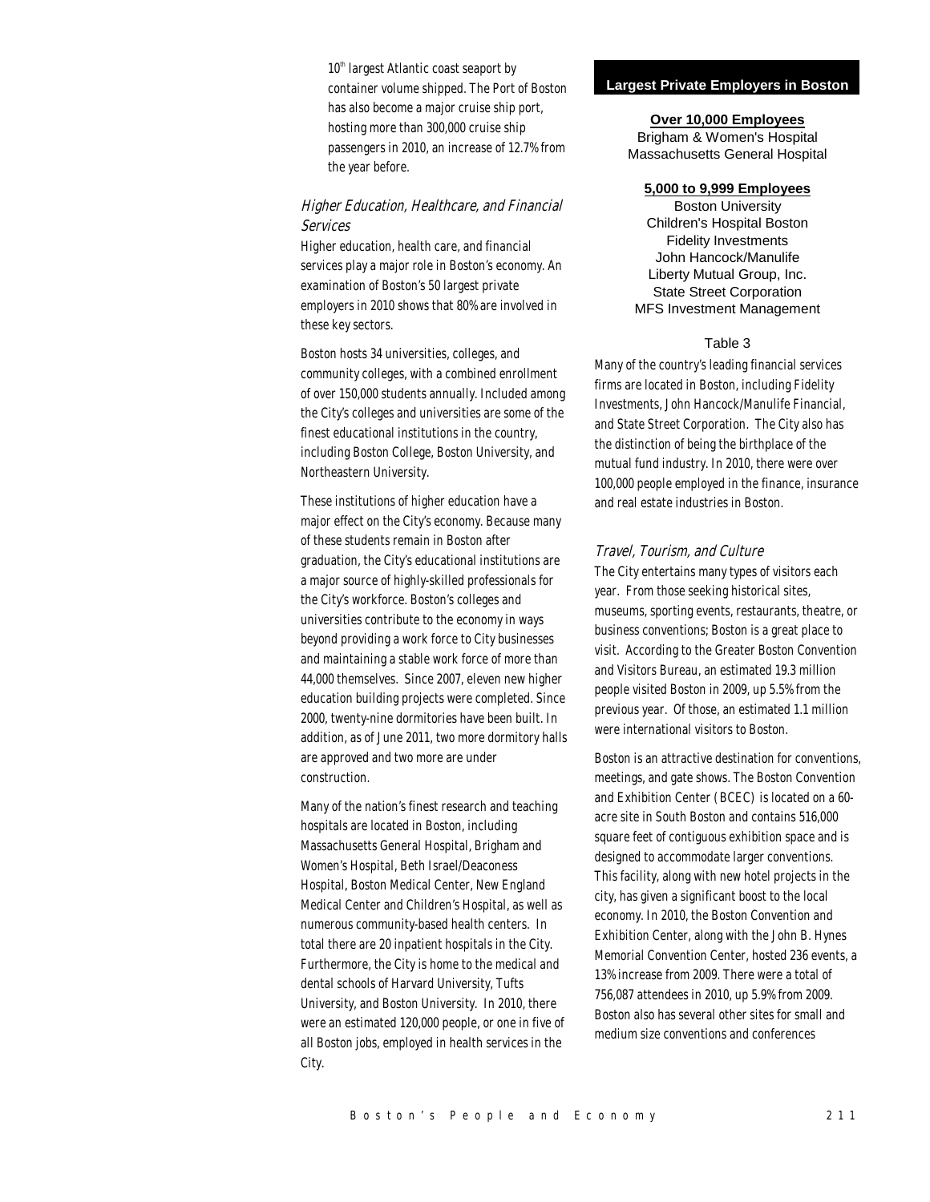10th largest Atlantic coast seaport by container volume shipped. The Port of Boston has also become a major cruise ship port, hosting more than 300,000 cruise ship passengers in 2010, an increase of 12.7% from the year before.

### *Higher Education, Healthcare, and Financial Services*

Higher education, health care, and financial services play a major role in Boston's economy. An examination of Boston's 50 largest private employers in 2010 shows that 80% are involved in these key sectors.

Boston hosts 34 universities, colleges, and community colleges, with a combined enrollment of over 150,000 students annually. Included among the City's colleges and universities are some of the finest educational institutions in the country, including Boston College, Boston University, and Northeastern University.

These institutions of higher education have a major effect on the City's economy. Because many of these students remain in Boston after graduation, the City's educational institutions are a major source of highly-skilled professionals for the City's workforce. Boston's colleges and universities contribute to the economy in ways beyond providing a work force to City businesses and maintaining a stable work force of more than 44,000 themselves. Since 2007, eleven new higher education building projects were completed. Since 2000, twenty-nine dormitories have been built. In addition, as of June 2011, two more dormitory halls are approved and two more are under construction.

Many of the nation's finest research and teaching hospitals are located in Boston, including Massachusetts General Hospital, Brigham and Women's Hospital, Beth Israel/Deaconess Hospital, Boston Medical Center, New England Medical Center and Children's Hospital, as well as numerous community-based health centers. In total there are 20 inpatient hospitals in the City. Furthermore, the City is home to the medical and dental schools of Harvard University, Tufts University, and Boston University. In 2010, there were an estimated 120,000 people, or one in five of all Boston jobs, employed in health services in the City.

**Largest Private Employers in Boston**

**Over 10,000 Employees**

Brigham & Women's Hospital
Massachusetts General Hospital

**5,000 to 9,999 Employees**

Boston University
Children's Hospital Boston
Fidelity Investments
John Hancock/Manulife
Liberty Mutual Group, Inc.
State Street Corporation
MFS Investment Management

Table 3

Many of the country's leading financial services firms are located in Boston, including Fidelity Investments, John Hancock/Manulife Financial, and State Street Corporation. The City also has the distinction of being the birthplace of the mutual fund industry. In 2010, there were over 100,000 people employed in the finance, insurance and real estate industries in Boston.

### *Travel, Tourism, and Culture*

The City entertains many types of visitors each year. From those seeking historical sites, museums, sporting events, restaurants, theatre, or business conventions; Boston is a great place to visit. According to the Greater Boston Convention and Visitors Bureau, an estimated 19.3 million people visited Boston in 2009, up 5.5% from the previous year. Of those, an estimated 1.1 million were international visitors to Boston.

Boston is an attractive destination for conventions, meetings, and gate shows. The Boston Convention and Exhibition Center (BCEC) is located on a 60-acre site in South Boston and contains 516,000 square feet of contiguous exhibition space and is designed to accommodate larger conventions. This facility, along with new hotel projects in the city, has given a significant boost to the local economy. In 2010, the Boston Convention and Exhibition Center, along with the John B. Hynes Memorial Convention Center, hosted 236 events, a 13% increase from 2009. There were a total of 756,087 attendees in 2010, up 5.9% from 2009. Boston also has several other sites for small and medium size conventions and conferences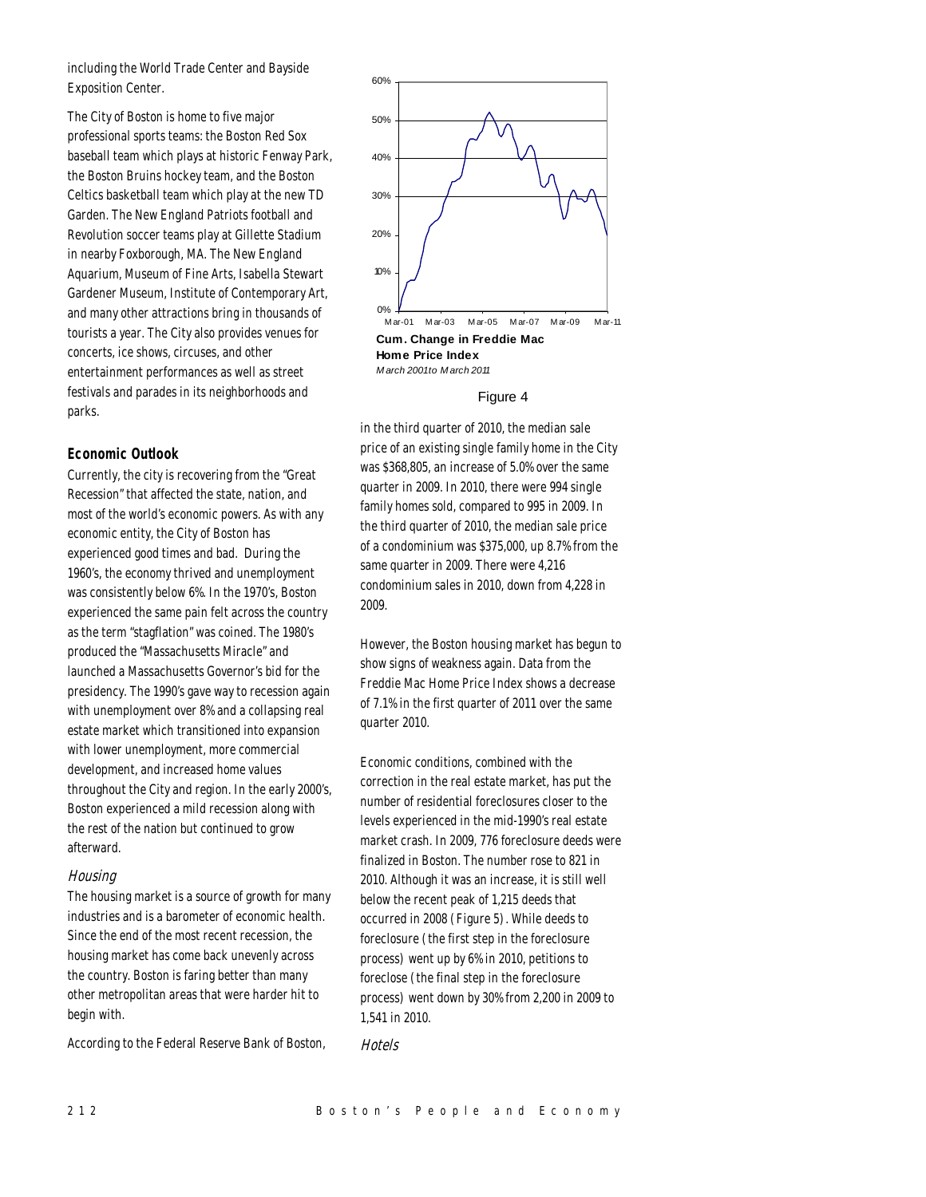including the World Trade Center and Bayside Exposition Center.

The City of Boston is home to five major professional sports teams: the Boston Red Sox baseball team which plays at historic Fenway Park, the Boston Bruins hockey team, and the Boston Celtics basketball team which play at the new TD Garden. The New England Patriots football and Revolution soccer teams play at Gillette Stadium in nearby Foxborough, MA. The New England Aquarium, Museum of Fine Arts, Isabella Stewart Gardener Museum, Institute of Contemporary Art, and many other attractions bring in thousands of tourists a year. The City also provides venues for concerts, ice shows, circuses, and other entertainment performances as well as street festivals and parades in its neighborhoods and parks.

## Economic Outlook

Currently, the city is recovering from the "Great Recession" that affected the state, nation, and most of the world's economic powers. As with any economic entity, the City of Boston has experienced good times and bad. During the 1960's, the economy thrived and unemployment was consistently below 6%. In the 1970's, Boston experienced the same pain felt across the country as the term "stagflation" was coined. The 1980's produced the "Massachusetts Miracle" and launched a Massachusetts Governor's bid for the presidency. The 1990's gave way to recession again with unemployment over 8% and a collapsing real estate market which transitioned into expansion with lower unemployment, more commercial development, and increased home values throughout the City and region. In the early 2000's, Boston experienced a mild recession along with the rest of the nation but continued to grow afterward.

### *Housing*

The housing market is a source of growth for many industries and is a barometer of economic health. Since the end of the most recent recession, the housing market has come back unevenly across the country. Boston is faring better than many other metropolitan areas that were harder hit to begin with.

According to the Federal Reserve Bank of Boston, in the third quarter of 2010, the median sale price of an existing single family home in the City was $368,805, an increase of 5.0% over the same quarter in 2009. In 2010, there were 994 single family homes sold, compared to 995 in 2009. In the third quarter of 2010, the median sale price of a condominium was $375,000, up 8.7% from the same quarter in 2009. There were 4,216 condominium sales in 2010, down from 4,228 in 2009.

**Cum. Change in Freddie Mac Home Price Index**
*March 2001 to March 2011*

Figure 4

However, the Boston housing market has begun to show signs of weakness again. Data from the Freddie Mac Home Price Index shows a decrease of 7.1% in the first quarter of 2011 over the same quarter 2010.

Economic conditions, combined with the correction in the real estate market, has put the number of residential foreclosures closer to the levels experienced in the mid-1990's real estate market crash. In 2009, 776 foreclosure deeds were finalized in Boston. The number rose to 821 in 2010. Although it was an increase, it is still well below the recent peak of 1,215 deeds that occurred in 2008 (Figure 5). While deeds to foreclosure (the first step in the foreclosure process) went up by 6% in 2010, petitions to foreclose (the final step in the foreclosure process) went down by 30% from 2,200 in 2009 to 1,541 in 2010.

### *Hotels*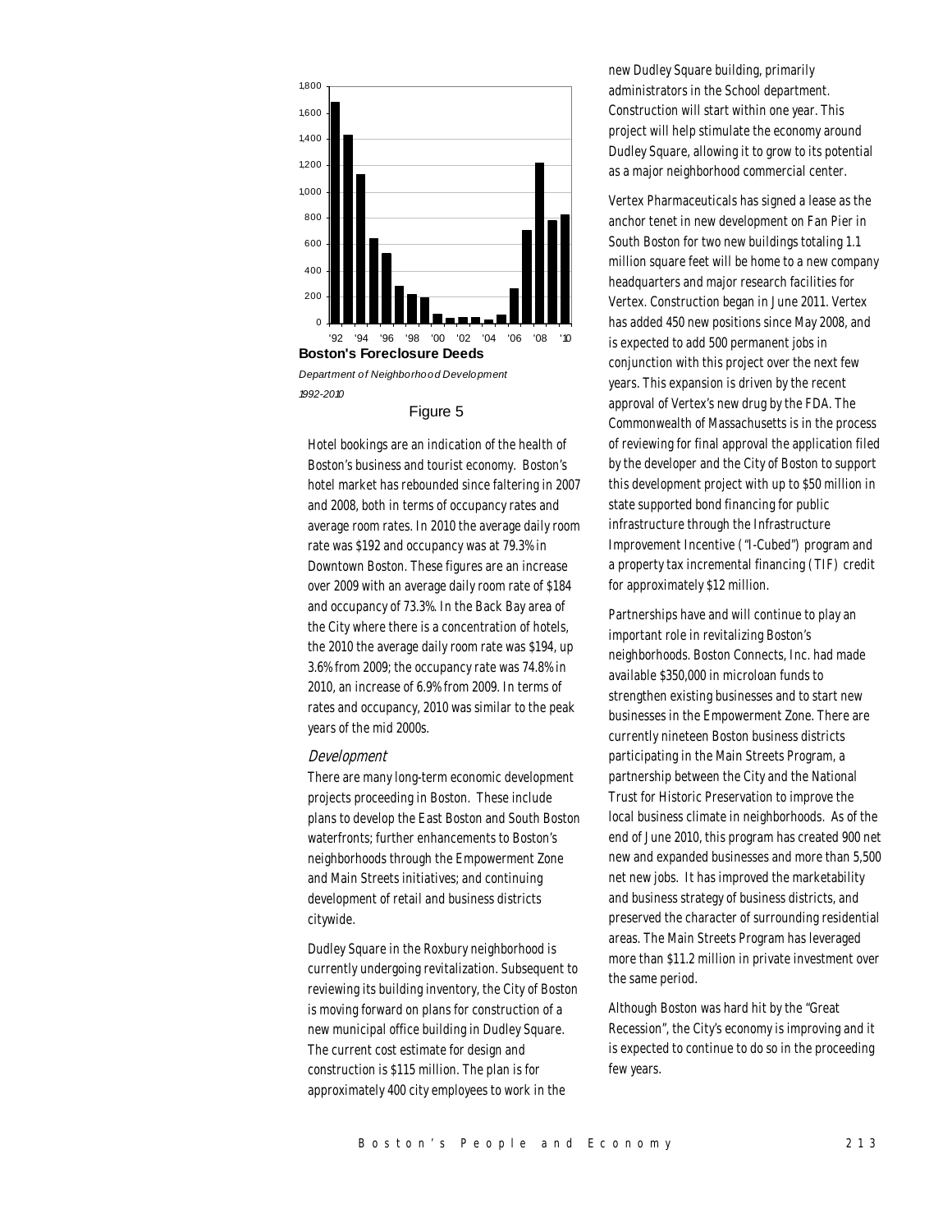1,800
1,600
1,400
1,200
1,000
800
600
400
200
0
'92 '94 '96 '98 '00 '02 '04 '06 '08 '10

**Boston's Foreclosure Deeds**

*Department of Neighborhood Development*

*1992-2010*

Figure 5

Hotel bookings are an indication of the health of Boston's business and tourist economy. Boston's hotel market has rebounded since faltering in 2007 and 2008, both in terms of occupancy rates and average room rates. In 2010 the average daily room rate was $192 and occupancy was at 79.3% in Downtown Boston. These figures are an increase over 2009 with an average daily room rate of $184 and occupancy of 73.3%. In the Back Bay area of the City where there is a concentration of hotels, the 2010 the average daily room rate was $194, up 3.6% from 2009; the occupancy rate was 74.8% in 2010, an increase of 6.9% from 2009. In terms of rates and occupancy, 2010 was similar to the peak years of the mid 2000s.

### *Development*

There are many long-term economic development projects proceeding in Boston. These include plans to develop the East Boston and South Boston waterfronts; further enhancements to Boston's neighborhoods through the Empowerment Zone and Main Streets initiatives; and continuing development of retail and business districts citywide.

Dudley Square in the Roxbury neighborhood is currently undergoing revitalization. Subsequent to reviewing its building inventory, the City of Boston is moving forward on plans for construction of a new municipal office building in Dudley Square. The current cost estimate for design and construction is $115 million. The plan is for approximately 400 city employees to work in the new Dudley Square building, primarily administrators in the School department. Construction will start within one year. This project will help stimulate the economy around Dudley Square, allowing it to grow to its potential as a major neighborhood commercial center.

Vertex Pharmaceuticals has signed a lease as the anchor tenet in new development on Fan Pier in South Boston for two new buildings totaling 1.1 million square feet will be home to a new company headquarters and major research facilities for Vertex. Construction began in June 2011. Vertex has added 450 new positions since May 2008, and is expected to add 500 permanent jobs in conjunction with this project over the next few years. This expansion is driven by the recent approval of Vertex's new drug by the FDA. The Commonwealth of Massachusetts is in the process of reviewing for final approval the application filed by the developer and the City of Boston to support this development project with up to $50 million in state supported bond financing for public infrastructure through the Infrastructure Improvement Incentive ("I-Cubed") program and a property tax incremental financing (TIF) credit for approximately $12 million.

Partnerships have and will continue to play an important role in revitalizing Boston's neighborhoods. Boston Connects, Inc. had made available $350,000 in microloan funds to strengthen existing businesses and to start new businesses in the Empowerment Zone. There are currently nineteen Boston business districts participating in the Main Streets Program, a partnership between the City and the National Trust for Historic Preservation to improve the local business climate in neighborhoods. As of the end of June 2010, this program has created 900 net new and expanded businesses and more than 5,500 net new jobs. It has improved the marketability and business strategy of business districts, and preserved the character of surrounding residential areas. The Main Streets Program has leveraged more than $11.2 million in private investment over the same period.

Although Boston was hard hit by the "Great Recession", the City's economy is improving and it is expected to continue to do so in the proceeding few years.